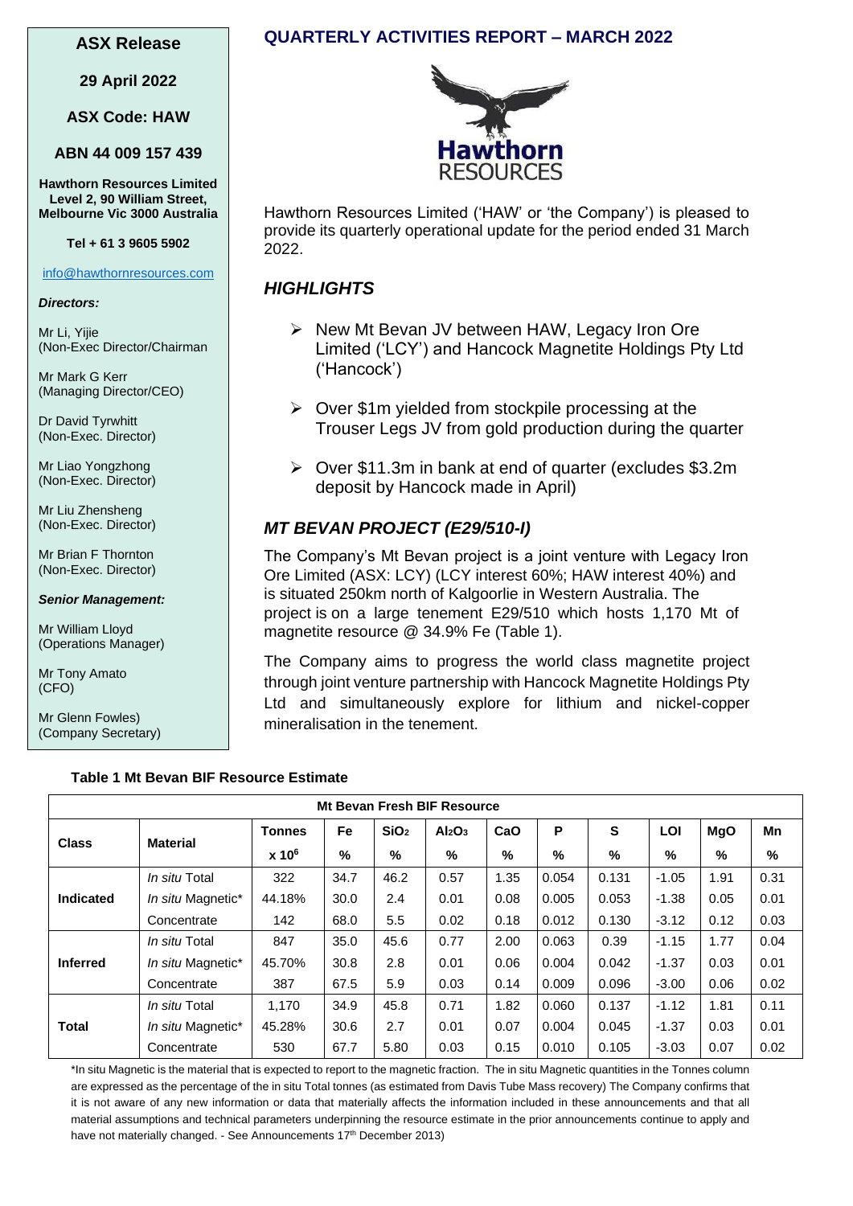**ASX Release**

**29 April 2022**

**ASX Code: HAW**

**ABN 44 009 157 439**

**Hawthorn Resources Limited**
**Level 2, 90 William Street,**
**Melbourne Vic 3000 Australia**

**Tel + 61 3 9605 5902**

info@hawthornresources.com

***Directors:***

Mr Li, Yijie
(Non-Exec Director/Chairman

Mr Mark G Kerr
(Managing Director/CEO)

Dr David Tyrwhitt
(Non-Exec. Director)

Mr Liao Yongzhong
(Non-Exec. Director)

Mr Liu Zhensheng
(Non-Exec. Director)

Mr Brian F Thornton
(Non-Exec. Director)

***Senior Management:***

Mr William Lloyd
(Operations Manager)

Mr Tony Amato
(CFO)

Mr Glenn Fowles)
(Company Secretary)

# QUARTERLY ACTIVITIES REPORT – MARCH 2022

Hawthorn Resources Limited ('HAW' or 'the Company') is pleased to provide its quarterly operational update for the period ended 31 March 2022.

## *HIGHLIGHTS*

- New Mt Bevan JV between HAW, Legacy Iron Ore Limited ('LCY') and Hancock Magnetite Holdings Pty Ltd ('Hancock')
- Over $1m yielded from stockpile processing at the Trouser Legs JV from gold production during the quarter
- Over $11.3m in bank at end of quarter (excludes $3.2m deposit by Hancock made in April)

## *MT BEVAN PROJECT (E29/510-I)*

The Company's Mt Bevan project is a joint venture with Legacy Iron Ore Limited (ASX: LCY) (LCY interest 60%; HAW interest 40%) and is situated 250km north of Kalgoorlie in Western Australia. The project is on a large tenement E29/510 which hosts 1,170 Mt of magnetite resource @ 34.9% Fe (Table 1).

The Company aims to progress the world class magnetite project through joint venture partnership with Hancock Magnetite Holdings Pty Ltd and simultaneously explore for lithium and nickel-copper mineralisation in the tenement.

**Table 1 Mt Bevan BIF Resource Estimate**

| Mt Bevan Fresh BIF Resource | | | | | | | | | | | | |
|---|---|---|---|---|---|---|---|---|---|---|---|---|
| **Class** | **Material** | **Tonnes** | **Fe** | **$SiO_2$** | **$Al_2O_3$** | **CaO** | **P** | **S** | **LOI** | **MgO** | **Mn** |
| | | **x $10^6$** | **%** | **%** | **%** | **%** | **%** | **%** | **%** | **%** | **%** |
| **Indicated** | *In situ* Total | 322 | 34.7 | 46.2 | 0.57 | 1.35 | 0.054 | 0.131 | -1.05 | 1.91 | 0.31 |
| | *In situ* Magnetic* | 44.18% | 30.0 | 2.4 | 0.01 | 0.08 | 0.005 | 0.053 | -1.38 | 0.05 | 0.01 |
| | Concentrate | 142 | 68.0 | 5.5 | 0.02 | 0.18 | 0.012 | 0.130 | -3.12 | 0.12 | 0.03 |
| **Inferred** | *In situ* Total | 847 | 35.0 | 45.6 | 0.77 | 2.00 | 0.063 | 0.39 | -1.15 | 1.77 | 0.04 |
| | *In situ* Magnetic* | 45.70% | 30.8 | 2.8 | 0.01 | 0.06 | 0.004 | 0.042 | -1.37 | 0.03 | 0.01 |
| | Concentrate | 387 | 67.5 | 5.9 | 0.03 | 0.14 | 0.009 | 0.096 | -3.00 | 0.06 | 0.02 |
| **Total** | *In situ* Total | 1,170 | 34.9 | 45.8 | 0.71 | 1.82 | 0.060 | 0.137 | -1.12 | 1.81 | 0.11 |
| | *In situ* Magnetic* | 45.28% | 30.6 | 2.7 | 0.01 | 0.07 | 0.004 | 0.045 | -1.37 | 0.03 | 0.01 |
| | Concentrate | 530 | 67.7 | 5.80 | 0.03 | 0.15 | 0.010 | 0.105 | -3.03 | 0.07 | 0.02 |

*In situ Magnetic is the material that is expected to report to the magnetic fraction. The in situ Magnetic quantities in the Tonnes column are expressed as the percentage of the in situ Total tonnes (as estimated from Davis Tube Mass recovery) The Company confirms that it is not aware of any new information or data that materially affects the information included in these announcements and that all material assumptions and technical parameters underpinning the resource estimate in the prior announcements continue to apply and have not materially changed. - See Announcements 17th December 2013)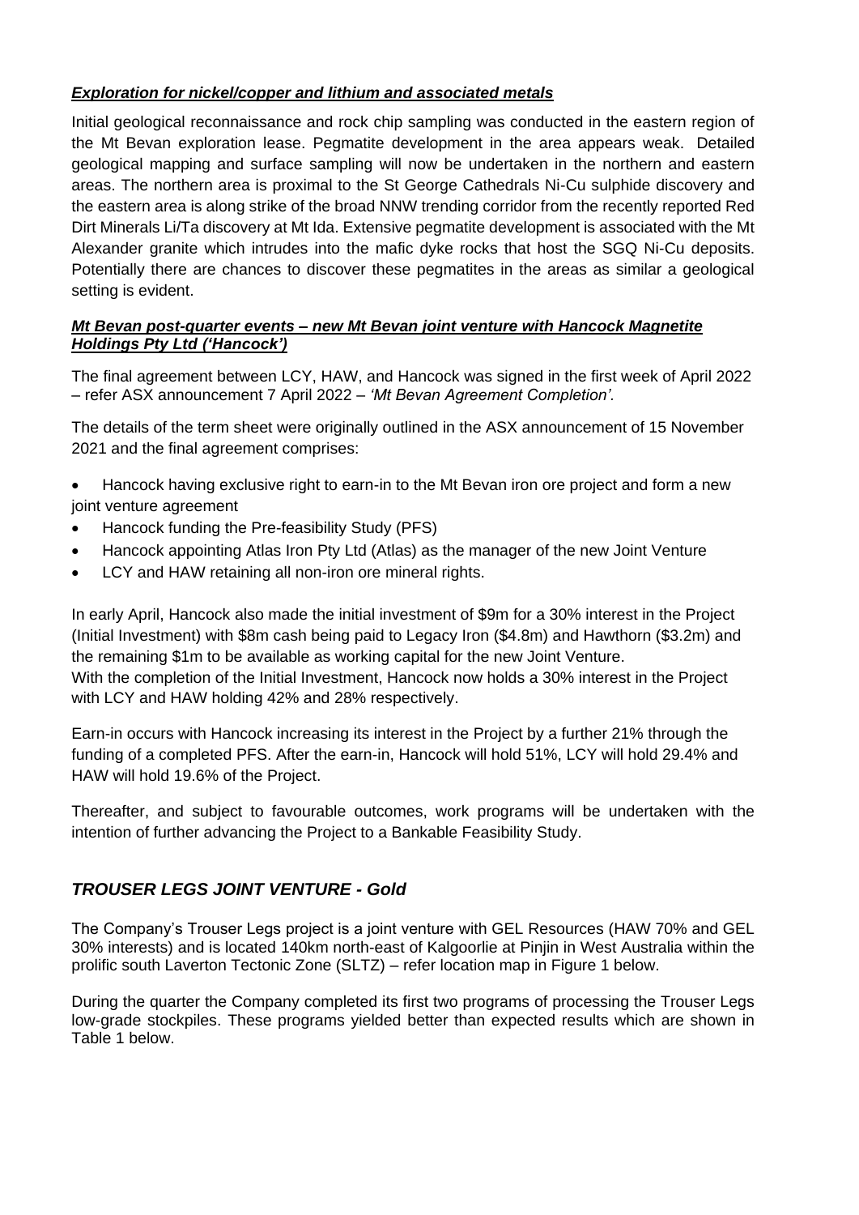***Exploration for nickel/copper and lithium and associated metals***

Initial geological reconnaissance and rock chip sampling was conducted in the eastern region of the Mt Bevan exploration lease. Pegmatite development in the area appears weak. Detailed geological mapping and surface sampling will now be undertaken in the northern and eastern areas. The northern area is proximal to the St George Cathedrals Ni-Cu sulphide discovery and the eastern area is along strike of the broad NNW trending corridor from the recently reported Red Dirt Minerals Li/Ta discovery at Mt Ida. Extensive pegmatite development is associated with the Mt Alexander granite which intrudes into the mafic dyke rocks that host the SGQ Ni-Cu deposits. Potentially there are chances to discover these pegmatites in the areas as similar a geological setting is evident.

***Mt Bevan post-quarter events – new Mt Bevan joint venture with Hancock Magnetite Holdings Pty Ltd ('Hancock')***

The final agreement between LCY, HAW, and Hancock was signed in the first week of April 2022 – refer ASX announcement 7 April 2022 – *'Mt Bevan Agreement Completion'*.

The details of the term sheet were originally outlined in the ASX announcement of 15 November 2021 and the final agreement comprises:

- Hancock having exclusive right to earn-in to the Mt Bevan iron ore project and form a new joint venture agreement
- Hancock funding the Pre-feasibility Study (PFS)
- Hancock appointing Atlas Iron Pty Ltd (Atlas) as the manager of the new Joint Venture
- LCY and HAW retaining all non-iron ore mineral rights.

In early April, Hancock also made the initial investment of $9m for a 30% interest in the Project (Initial Investment) with $8m cash being paid to Legacy Iron ($4.8m) and Hawthorn ($3.2m) and the remaining $1m to be available as working capital for the new Joint Venture.
With the completion of the Initial Investment, Hancock now holds a 30% interest in the Project with LCY and HAW holding 42% and 28% respectively.

Earn-in occurs with Hancock increasing its interest in the Project by a further 21% through the funding of a completed PFS. After the earn-in, Hancock will hold 51%, LCY will hold 29.4% and HAW will hold 19.6% of the Project.

Thereafter, and subject to favourable outcomes, work programs will be undertaken with the intention of further advancing the Project to a Bankable Feasibility Study.

## *TROUSER LEGS JOINT VENTURE - Gold*

The Company's Trouser Legs project is a joint venture with GEL Resources (HAW 70% and GEL 30% interests) and is located 140km north-east of Kalgoorlie at Pinjin in West Australia within the prolific south Laverton Tectonic Zone (SLTZ) – refer location map in Figure 1 below.

During the quarter the Company completed its first two programs of processing the Trouser Legs low-grade stockpiles. These programs yielded better than expected results which are shown in Table 1 below.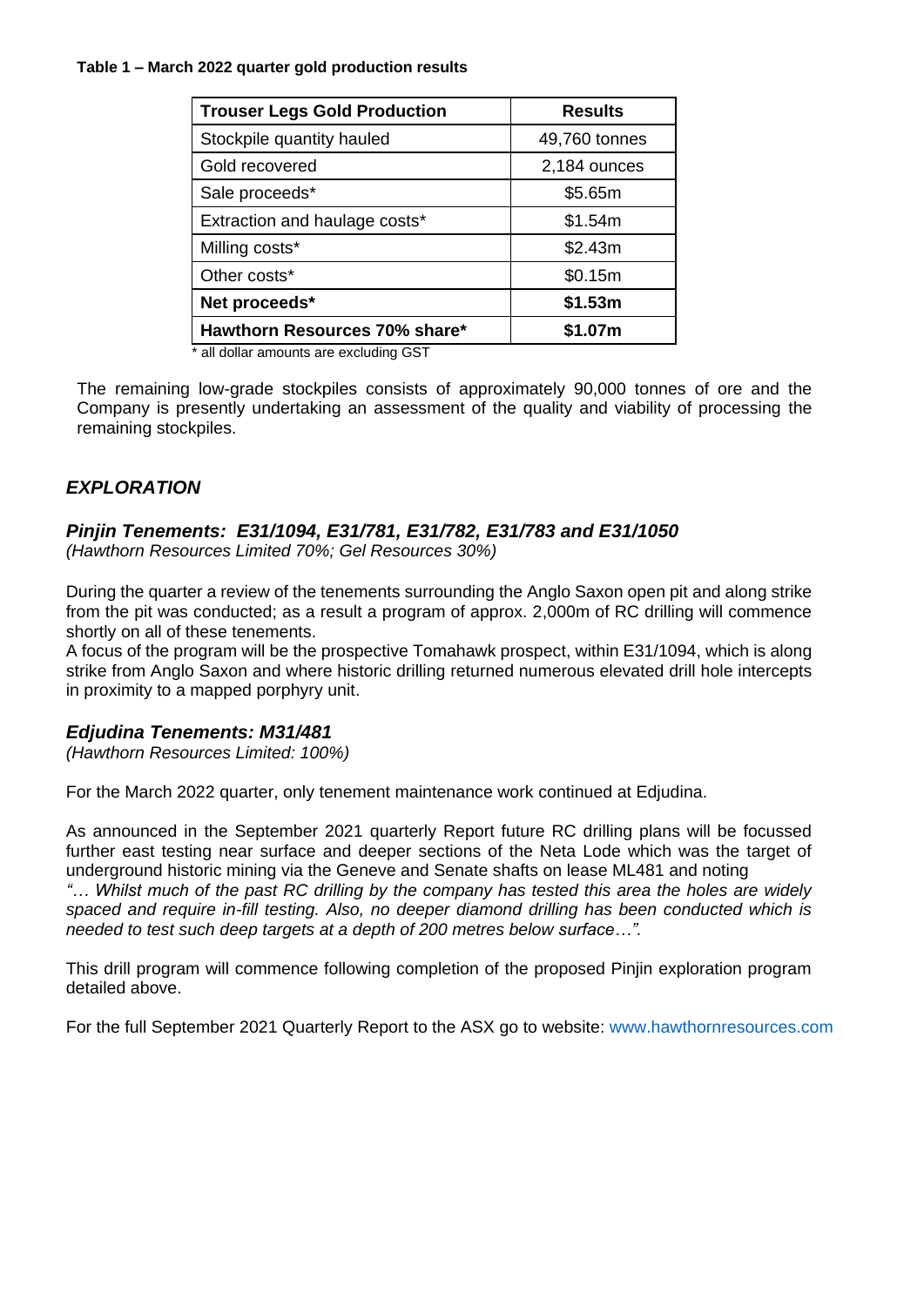**Table 1 – March 2022 quarter gold production results**

| Trouser Legs Gold Production | Results |
|---|---|
| Stockpile quantity hauled | 49,760 tonnes |
| Gold recovered | 2,184 ounces |
| Sale proceeds* | $5.65m |
| Extraction and haulage costs* | $1.54m |
| Milling costs* | $2.43m |
| Other costs* | $0.15m |
| **Net proceeds*** | **$1.53m** |
| **Hawthorn Resources 70% share*** | **$1.07m** |

* all dollar amounts are excluding GST

The remaining low-grade stockpiles consists of approximately 90,000 tonnes of ore and the Company is presently undertaking an assessment of the quality and viability of processing the remaining stockpiles.

## *EXPLORATION*

### *Pinjin Tenements: E31/1094, E31/781, E31/782, E31/783 and E31/1050*

*(Hawthorn Resources Limited 70%; Gel Resources 30%)*

During the quarter a review of the tenements surrounding the Anglo Saxon open pit and along strike from the pit was conducted; as a result a program of approx. 2,000m of RC drilling will commence shortly on all of these tenements.
A focus of the program will be the prospective Tomahawk prospect, within E31/1094, which is along strike from Anglo Saxon and where historic drilling returned numerous elevated drill hole intercepts in proximity to a mapped porphyry unit.

### *Edjudina Tenements: M31/481*

*(Hawthorn Resources Limited: 100%)*

For the March 2022 quarter, only tenement maintenance work continued at Edjudina.

As announced in the September 2021 quarterly Report future RC drilling plans will be focussed further east testing near surface and deeper sections of the Neta Lode which was the target of underground historic mining via the Geneve and Senate shafts on lease ML481 and noting
*"… Whilst much of the past RC drilling by the company has tested this area the holes are widely spaced and require in-fill testing. Also, no deeper diamond drilling has been conducted which is needed to test such deep targets at a depth of 200 metres below surface…".*

This drill program will commence following completion of the proposed Pinjin exploration program detailed above.

For the full September 2021 Quarterly Report to the ASX go to website: www.hawthornresources.com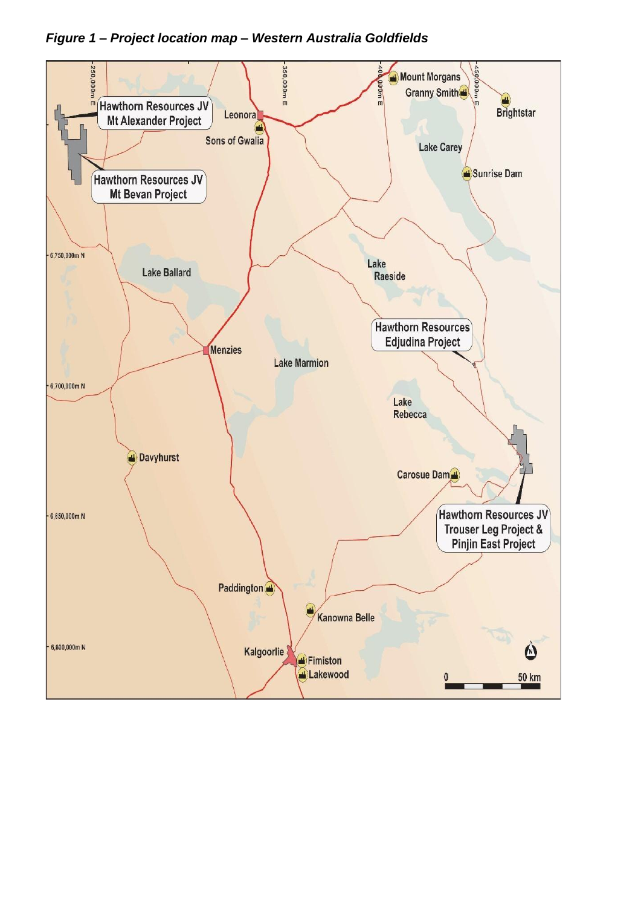*Figure 1 – Project location map – Western Australia Goldfields*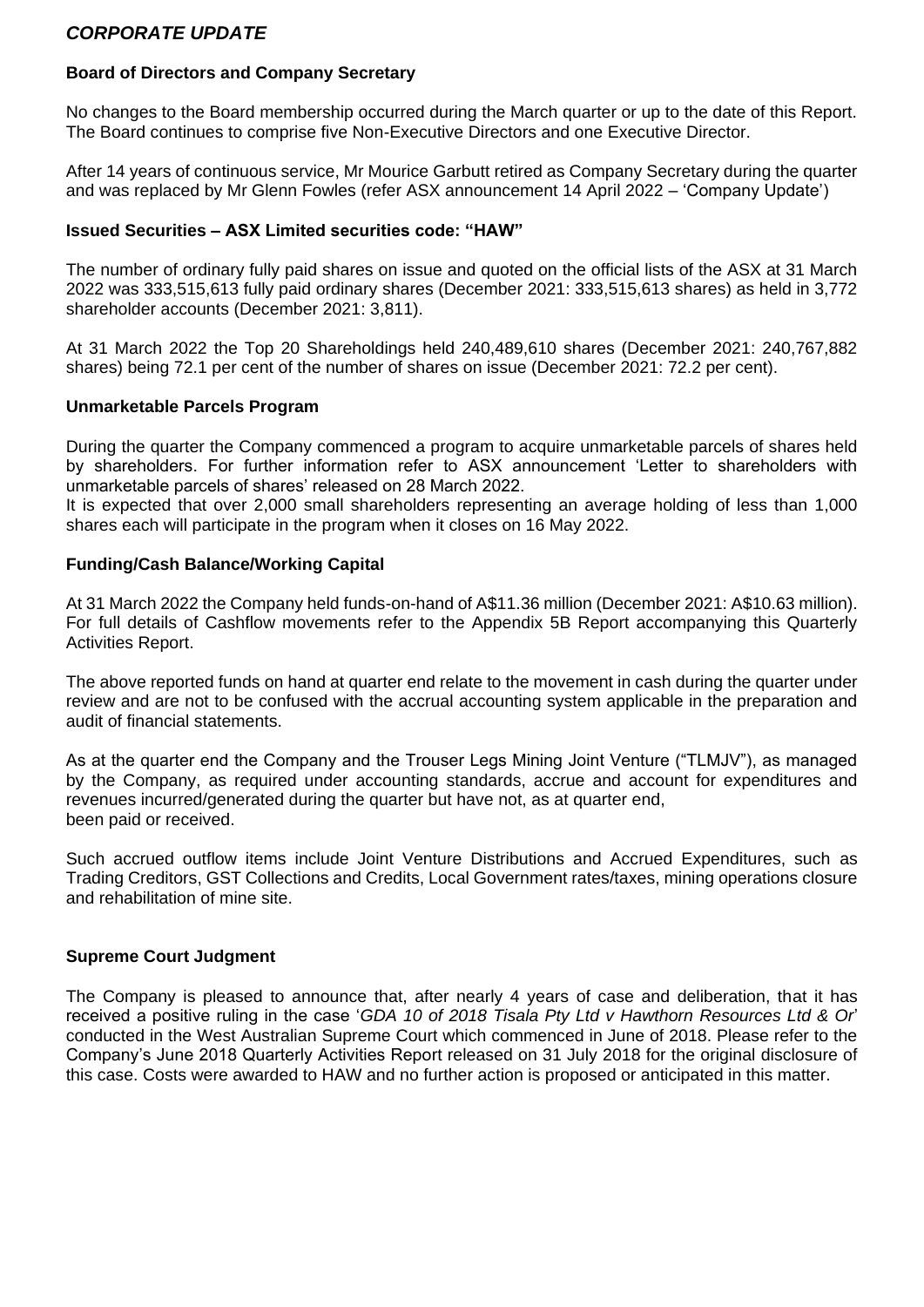## *CORPORATE UPDATE*

### Board of Directors and Company Secretary

No changes to the Board membership occurred during the March quarter or up to the date of this Report. The Board continues to comprise five Non-Executive Directors and one Executive Director.

After 14 years of continuous service, Mr Mourice Garbutt retired as Company Secretary during the quarter and was replaced by Mr Glenn Fowles (refer ASX announcement 14 April 2022 – 'Company Update')

### Issued Securities – ASX Limited securities code: "HAW"

The number of ordinary fully paid shares on issue and quoted on the official lists of the ASX at 31 March 2022 was 333,515,613 fully paid ordinary shares (December 2021: 333,515,613 shares) as held in 3,772 shareholder accounts (December 2021: 3,811).

At 31 March 2022 the Top 20 Shareholdings held 240,489,610 shares (December 2021: 240,767,882 shares) being 72.1 per cent of the number of shares on issue (December 2021: 72.2 per cent).

### Unmarketable Parcels Program

During the quarter the Company commenced a program to acquire unmarketable parcels of shares held by shareholders. For further information refer to ASX announcement 'Letter to shareholders with unmarketable parcels of shares' released on 28 March 2022.

It is expected that over 2,000 small shareholders representing an average holding of less than 1,000 shares each will participate in the program when it closes on 16 May 2022.

### Funding/Cash Balance/Working Capital

At 31 March 2022 the Company held funds-on-hand of A$11.36 million (December 2021: A$10.63 million). For full details of Cashflow movements refer to the Appendix 5B Report accompanying this Quarterly Activities Report.

The above reported funds on hand at quarter end relate to the movement in cash during the quarter under review and are not to be confused with the accrual accounting system applicable in the preparation and audit of financial statements.

As at the quarter end the Company and the Trouser Legs Mining Joint Venture ("TLMJV"), as managed by the Company, as required under accounting standards, accrue and account for expenditures and revenues incurred/generated during the quarter but have not, as at quarter end, been paid or received.

Such accrued outflow items include Joint Venture Distributions and Accrued Expenditures, such as Trading Creditors, GST Collections and Credits, Local Government rates/taxes, mining operations closure and rehabilitation of mine site.

### Supreme Court Judgment

The Company is pleased to announce that, after nearly 4 years of case and deliberation, that it has received a positive ruling in the case '*GDA 10 of 2018 Tisala Pty Ltd v Hawthorn Resources Ltd & Or*' conducted in the West Australian Supreme Court which commenced in June of 2018. Please refer to the Company's June 2018 Quarterly Activities Report released on 31 July 2018 for the original disclosure of this case. Costs were awarded to HAW and no further action is proposed or anticipated in this matter.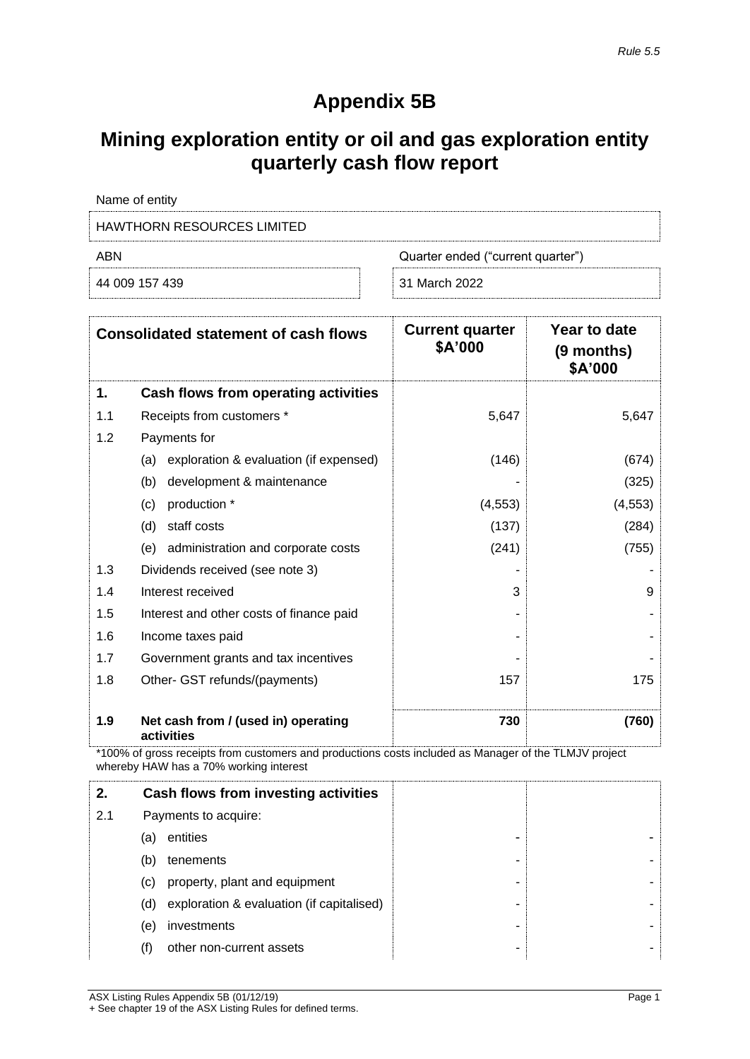# Appendix 5B

# Mining exploration entity or oil and gas exploration entity quarterly cash flow report

Name of entity

HAWTHORN RESOURCES LIMITED

| ABN | Quarter ended ("current quarter") |
|---|---|
| 44 009 157 439 | 31 March 2022 |

| | Consolidated statement of cash flows | Current quarter $A'000 | Year to date (9 months) $A'000 |
|---|---|---|---|
| **1.** | **Cash flows from operating activities** | | |
| 1.1 | Receipts from customers * | 5,647 | 5,647 |
| 1.2 | Payments for | | |
| | (a) exploration & evaluation (if expensed) | (146) | (674) |
| | (b) development & maintenance | - | (325) |
| | (c) production * | (4,553) | (4,553) |
| | (d) staff costs | (137) | (284) |
| | (e) administration and corporate costs | (241) | (755) |
| 1.3 | Dividends received (see note 3) | - | - |
| 1.4 | Interest received | 3 | 9 |
| 1.5 | Interest and other costs of finance paid | - | - |
| 1.6 | Income taxes paid | - | - |
| 1.7 | Government grants and tax incentives | - | - |
| 1.8 | Other- GST refunds/(payments) | 157 | 175 |
| **1.9** | **Net cash from / (used in) operating activities** | **730** | **(760)** |

*100% of gross receipts from customers and productions costs included as Manager of the TLMJV project whereby HAW has a 70% working interest

| | | | |
|---|---|---|---|
| **2.** | **Cash flows from investing activities** | | |
| 2.1 | Payments to acquire: | | |
| | (a) entities | - | - |
| | (b) tenements | - | - |
| | (c) property, plant and equipment | - | - |
| | (d) exploration & evaluation (if capitalised) | - | - |
| | (e) investments | - | - |
| | (f) other non-current assets | - | - |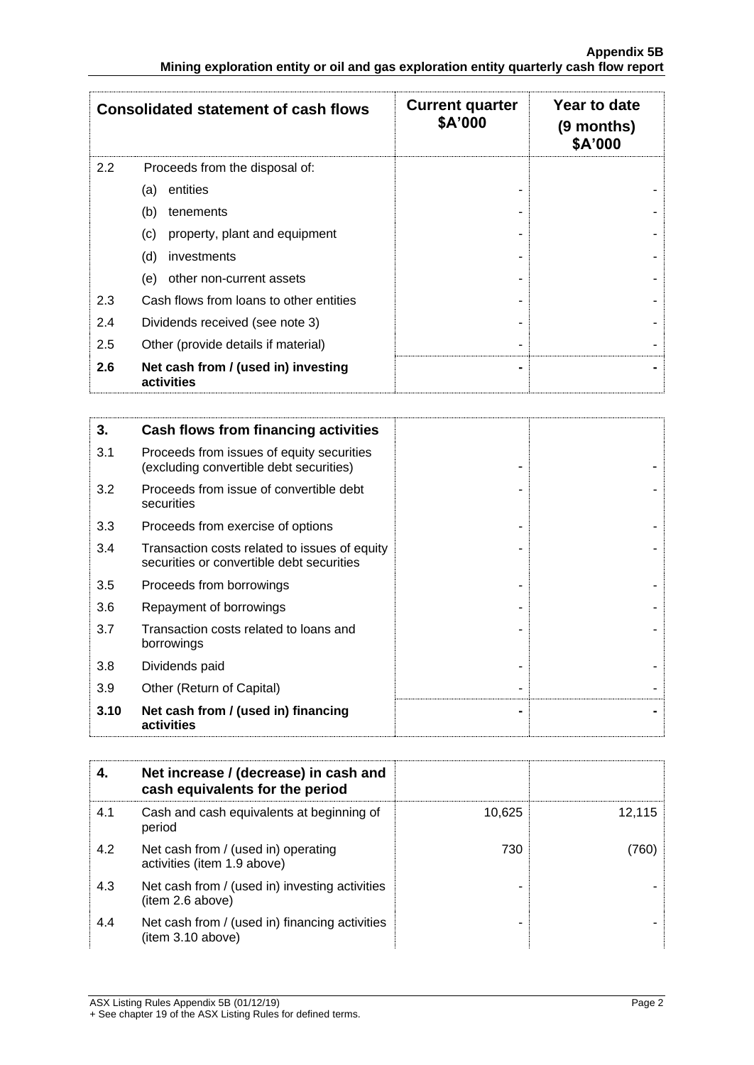| Consolidated statement of cash flows | | Current quarter $A'000 | Year to date (9 months) $A'000 |
|---|---|---|---|
| 2.2 | Proceeds from the disposal of: | | |
| | (a) entities | - | - |
| | (b) tenements | - | - |
| | (c) property, plant and equipment | - | - |
| | (d) investments | - | - |
| | (e) other non-current assets | - | - |
| 2.3 | Cash flows from loans to other entities | - | - |
| 2.4 | Dividends received (see note 3) | - | - |
| 2.5 | Other (provide details if material) | - | - |
| **2.6** | **Net cash from / (used in) investing activities** | **-** | **-** |

| | | | |
|---|---|---|---|
| **3.** | **Cash flows from financing activities** | | |
| 3.1 | Proceeds from issues of equity securities (excluding convertible debt securities) | - | - |
| 3.2 | Proceeds from issue of convertible debt securities | - | - |
| 3.3 | Proceeds from exercise of options | - | - |
| 3.4 | Transaction costs related to issues of equity securities or convertible debt securities | - | - |
| 3.5 | Proceeds from borrowings | - | - |
| 3.6 | Repayment of borrowings | - | - |
| 3.7 | Transaction costs related to loans and borrowings | - | - |
| 3.8 | Dividends paid | - | - |
| 3.9 | Other (Return of Capital) | - | - |
| **3.10** | **Net cash from / (used in) financing activities** | **-** | **-** |

| | | | |
|---|---|---|---|
| **4.** | **Net increase / (decrease) in cash and cash equivalents for the period** | | |
| 4.1 | Cash and cash equivalents at beginning of period | 10,625 | 12,115 |
| 4.2 | Net cash from / (used in) operating activities (item 1.9 above) | 730 | (760) |
| 4.3 | Net cash from / (used in) investing activities (item 2.6 above) | - | - |
| 4.4 | Net cash from / (used in) financing activities (item 3.10 above) | - | - |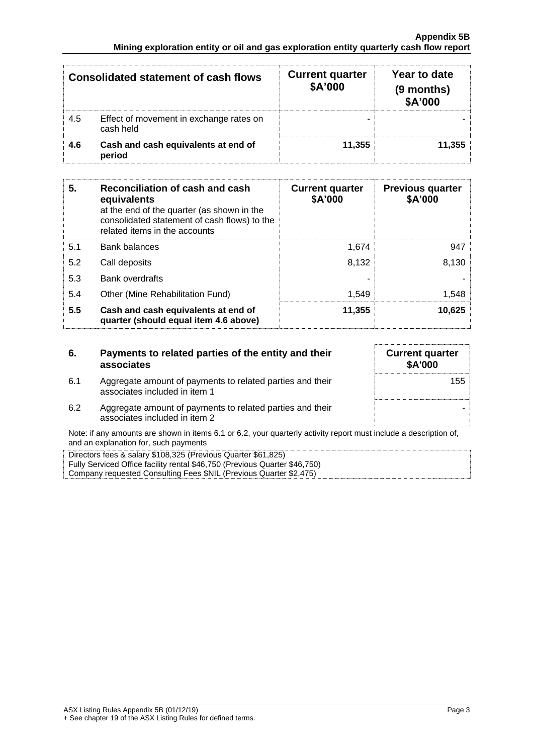| Consolidated statement of cash flows | | Current quarter $A'000 | Year to date (9 months) $A'000 |
|---|---|---|---|
| 4.5 | Effect of movement in exchange rates on cash held | - | - |
| **4.6** | **Cash and cash equivalents at end of period** | **11,355** | **11,355** |

| 5. | Reconciliation of cash and cash equivalents at the end of the quarter (as shown in the consolidated statement of cash flows) to the related items in the accounts | Current quarter $A'000 | Previous quarter $A'000 |
|---|---|---|---|
| 5.1 | Bank balances | 1,674 | 947 |
| 5.2 | Call deposits | 8,132 | 8,130 |
| 5.3 | Bank overdrafts | - | - |
| 5.4 | Other (Mine Rehabilitation Fund) | 1,549 | 1,548 |
| **5.5** | **Cash and cash equivalents at end of quarter (should equal item 4.6 above)** | **11,355** | **10,625** |

| 6. | Payments to related parties of the entity and their associates | Current quarter $A'000 |
|---|---|---|
| 6.1 | Aggregate amount of payments to related parties and their associates included in item 1 | 155 |
| 6.2 | Aggregate amount of payments to related parties and their associates included in item 2 | - |

Note: if any amounts are shown in items 6.1 or 6.2, your quarterly activity report must include a description of, and an explanation for, such payments

Directors fees & salary $108,325 (Previous Quarter $61,825)
Fully Serviced Office facility rental $46,750 (Previous Quarter $46,750)
Company requested Consulting Fees $NIL (Previous Quarter $2,475)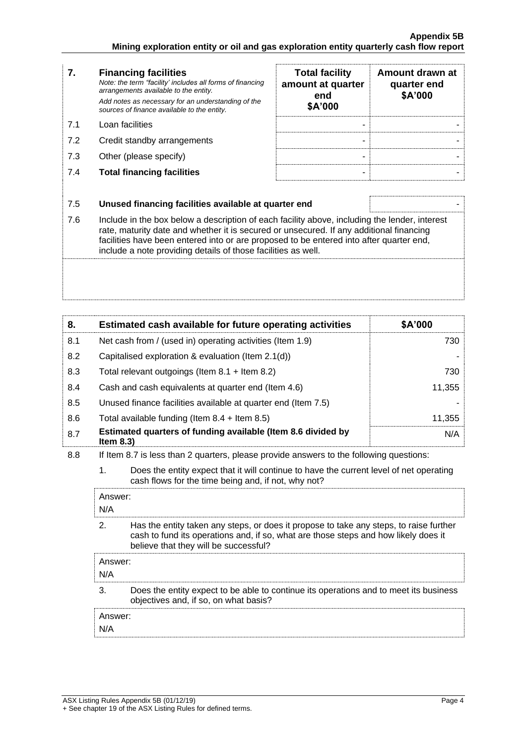| 7. | **Financing facilities**<br>*Note: the term "facility' includes all forms of financing arrangements available to the entity.*<br>*Add notes as necessary for an understanding of the sources of finance available to the entity.* | **Total facility amount at quarter end $A'000** | **Amount drawn at quarter end $A'000** |
|---|---|---|---|
| 7.1 | Loan facilities | - | - |
| 7.2 | Credit standby arrangements | - | - |
| 7.3 | Other (please specify) | - | - |
| 7.4 | **Total financing facilities** | - | - |

| | | |
|---|---|---|
| 7.5 | **Unused financing facilities available at quarter end** | - |

7.6 Include in the box below a description of each facility above, including the lender, interest rate, maturity date and whether it is secured or unsecured. If any additional financing facilities have been entered into or are proposed to be entered into after quarter end, include a note providing details of those facilities as well.

| 8. | **Estimated cash available for future operating activities** | **$A'000** |
|---|---|---|
| 8.1 | Net cash from / (used in) operating activities (Item 1.9) | 730 |
| 8.2 | Capitalised exploration & evaluation (Item 2.1(d)) | - |
| 8.3 | Total relevant outgoings (Item 8.1 + Item 8.2) | 730 |
| 8.4 | Cash and cash equivalents at quarter end (Item 4.6) | 11,355 |
| 8.5 | Unused finance facilities available at quarter end (Item 7.5) | - |
| 8.6 | Total available funding (Item 8.4 + Item 8.5) | 11,355 |
| 8.7 | **Estimated quarters of funding available (Item 8.6 divided by Item 8.3)** | N/A |

8.8 If Item 8.7 is less than 2 quarters, please provide answers to the following questions:

1. Does the entity expect that it will continue to have the current level of net operating cash flows for the time being and, if not, why not?

Answer:
N/A

2. Has the entity taken any steps, or does it propose to take any steps, to raise further cash to fund its operations and, if so, what are those steps and how likely does it believe that they will be successful?

Answer:
N/A

3. Does the entity expect to be able to continue its operations and to meet its business objectives and, if so, on what basis?

Answer:
N/A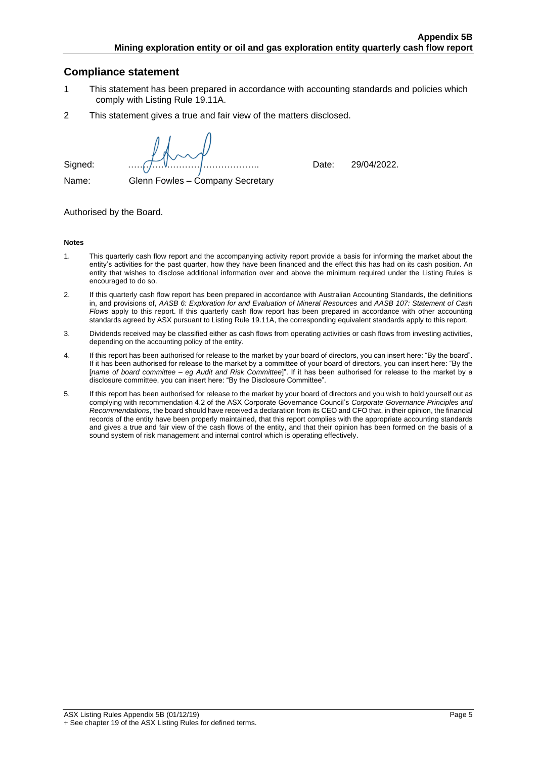## Compliance statement

1. This statement has been prepared in accordance with accounting standards and policies which comply with Listing Rule 19.11A.
2. This statement gives a true and fair view of the matters disclosed.

Signed: ……………………………………….. Date: 29/04/2022.

Name: Glenn Fowles – Company Secretary

Authorised by the Board.

**Notes**

1. This quarterly cash flow report and the accompanying activity report provide a basis for informing the market about the entity's activities for the past quarter, how they have been financed and the effect this has had on its cash position. An entity that wishes to disclose additional information over and above the minimum required under the Listing Rules is encouraged to do so.
2. If this quarterly cash flow report has been prepared in accordance with Australian Accounting Standards, the definitions in, and provisions of, *AASB 6: Exploration for and Evaluation of Mineral Resources* and *AASB 107: Statement of Cash Flows* apply to this report. If this quarterly cash flow report has been prepared in accordance with other accounting standards agreed by ASX pursuant to Listing Rule 19.11A, the corresponding equivalent standards apply to this report.
3. Dividends received may be classified either as cash flows from operating activities or cash flows from investing activities, depending on the accounting policy of the entity.
4. If this report has been authorised for release to the market by your board of directors, you can insert here: "By the board". If it has been authorised for release to the market by a committee of your board of directors, you can insert here: "By the [*name of board committee – eg Audit and Risk Committee*]". If it has been authorised for release to the market by a disclosure committee, you can insert here: "By the Disclosure Committee".
5. If this report has been authorised for release to the market by your board of directors and you wish to hold yourself out as complying with recommendation 4.2 of the ASX Corporate Governance Council's *Corporate Governance Principles and Recommendations*, the board should have received a declaration from its CEO and CFO that, in their opinion, the financial records of the entity have been properly maintained, that this report complies with the appropriate accounting standards and gives a true and fair view of the cash flows of the entity, and that their opinion has been formed on the basis of a sound system of risk management and internal control which is operating effectively.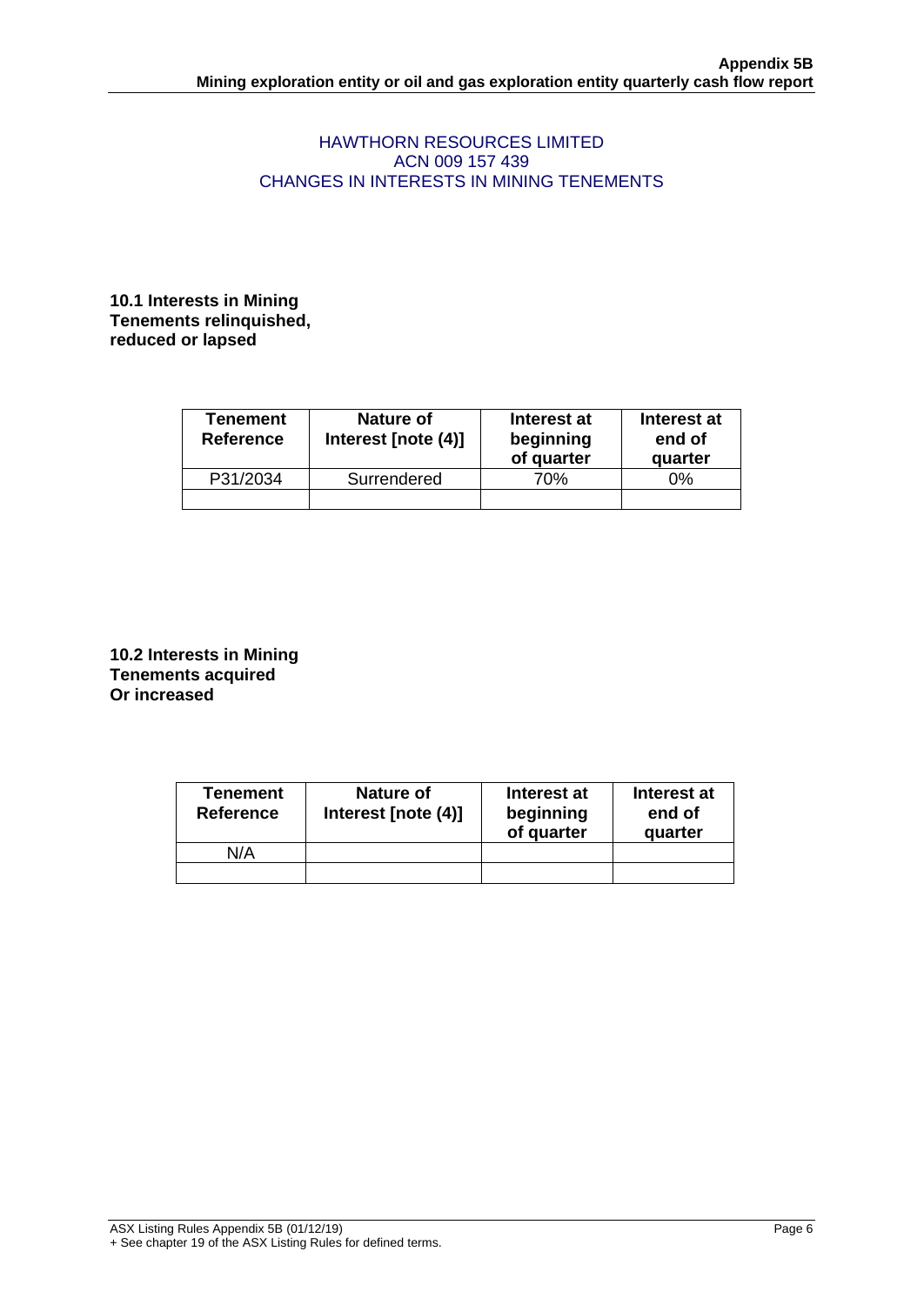HAWTHORN RESOURCES LIMITED
ACN 009 157 439
CHANGES IN INTERESTS IN MINING TENEMENTS

**10.1 Interests in Mining Tenements relinquished, reduced or lapsed**

| Tenement Reference | Nature of Interest [note (4)] | Interest at beginning of quarter | Interest at end of quarter |
|---|---|---|---|
| P31/2034 | Surrendered | 70% | 0% |
| | | | |

**10.2 Interests in Mining Tenements acquired Or increased**

| Tenement Reference | Nature of Interest [note (4)] | Interest at beginning of quarter | Interest at end of quarter |
|---|---|---|---|
| N/A | | | |
| | | | |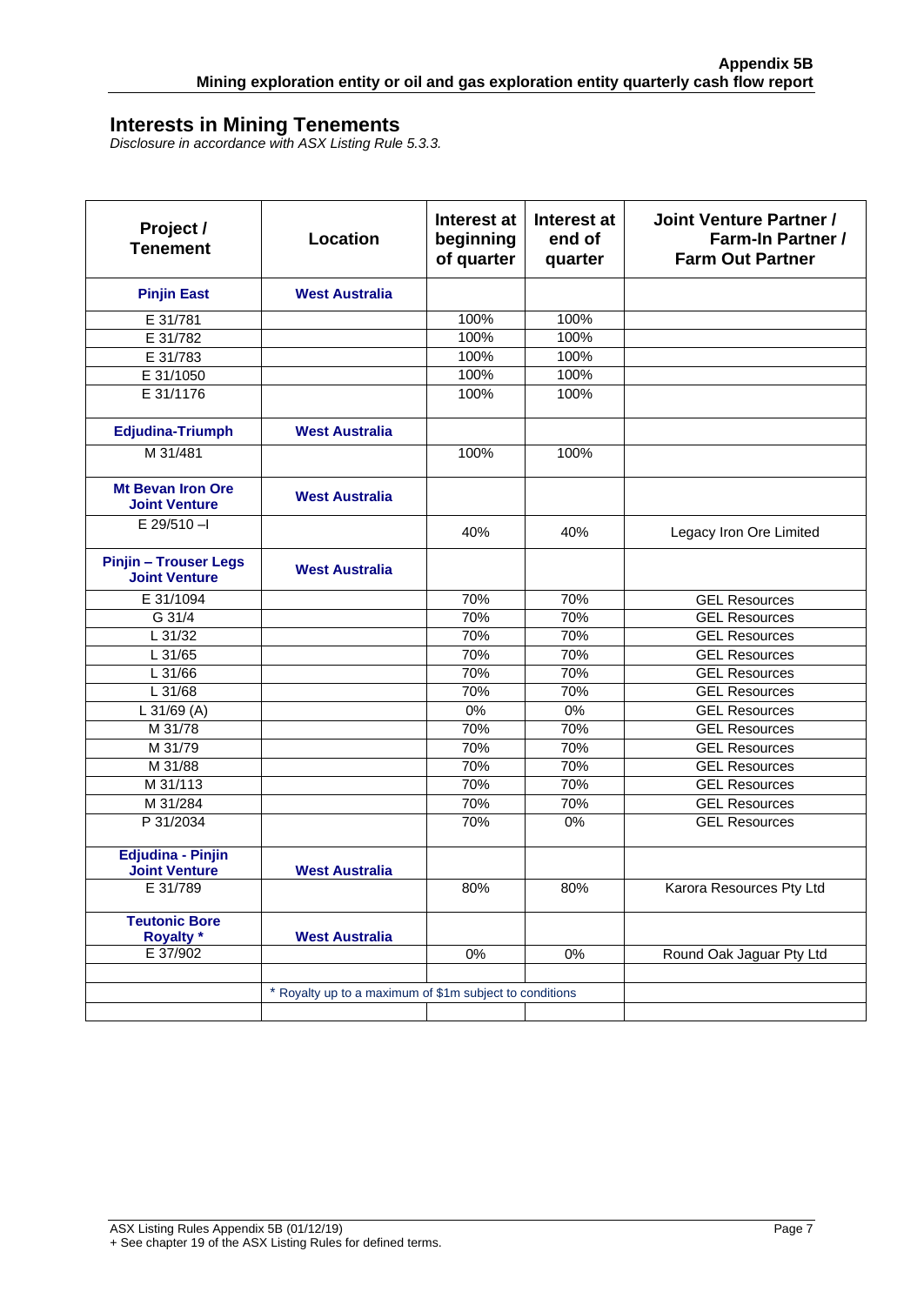## Interests in Mining Tenements

*Disclosure in accordance with ASX Listing Rule 5.3.3.*

| Project / Tenement | Location | Interest at beginning of quarter | Interest at end of quarter | Joint Venture Partner / Farm-In Partner / Farm Out Partner |
|---|---|---|---|---|
| **Pinjin East** | **West Australia** | | | |
| E 31/781 | | 100% | 100% | |
| E 31/782 | | 100% | 100% | |
| E 31/783 | | 100% | 100% | |
| E 31/1050 | | 100% | 100% | |
| E 31/1176 | | 100% | 100% | |
| **Edjudina-Triumph** | **West Australia** | | | |
| M 31/481 | | 100% | 100% | |
| **Mt Bevan Iron Ore Joint Venture** | **West Australia** | | | |
| E 29/510 –I | | 40% | 40% | Legacy Iron Ore Limited |
| **Pinjin – Trouser Legs Joint Venture** | **West Australia** | | | |
| E 31/1094 | | 70% | 70% | GEL Resources |
| G 31/4 | | 70% | 70% | GEL Resources |
| L 31/32 | | 70% | 70% | GEL Resources |
| L 31/65 | | 70% | 70% | GEL Resources |
| L 31/66 | | 70% | 70% | GEL Resources |
| L 31/68 | | 70% | 70% | GEL Resources |
| L 31/69 (A) | | 0% | 0% | GEL Resources |
| M 31/78 | | 70% | 70% | GEL Resources |
| M 31/79 | | 70% | 70% | GEL Resources |
| M 31/88 | | 70% | 70% | GEL Resources |
| M 31/113 | | 70% | 70% | GEL Resources |
| M 31/284 | | 70% | 70% | GEL Resources |
| P 31/2034 | | 70% | 0% | GEL Resources |
| **Edjudina - Pinjin Joint Venture** | **West Australia** | | | |
| E 31/789 | | 80% | 80% | Karora Resources Pty Ltd |
| **Teutonic Bore Royalty \*** | **West Australia** | | | |
| E 37/902 | | 0% | 0% | Round Oak Jaguar Pty Ltd |
| | | | | |
| | \* Royalty up to a maximum of $1m subject to conditions | | | |
| | | | | |